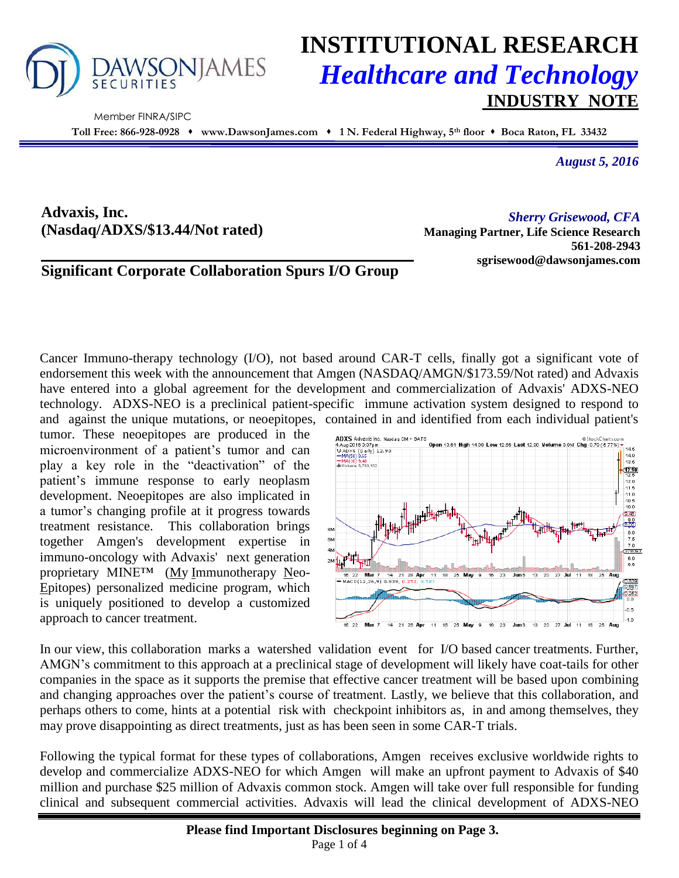# INSTITUTIONAL RESEARCH

## *Healthcare and Technology*

### INDUSTRY NOTE

DAWSONJAMES SECURITIES

Member FINRA/SIPC

**Toll Free: 866-928-0928 ♦ www.DawsonJames.com ♦ 1 N. Federal Highway, 5th floor ♦ Boca Raton, FL 33432**

*August 5, 2016*

**Advaxis, Inc.**
**(Nasdaq/ADXS/$13.44/Not rated)**

*Sherry Grisewood, CFA*
**Managing Partner, Life Science Research**
**561-208-2943**
**sgrisewood@dawsonjames.com**

## Significant Corporate Collaboration Spurs I/O Group

Cancer Immuno-therapy technology (I/O), not based around CAR-T cells, finally got a significant vote of endorsement this week with the announcement that Amgen (NASDAQ/AMGN/$173.59/Not rated) and Advaxis have entered into a global agreement for the development and commercialization of Advaxis' ADXS-NEO technology. ADXS-NEO is a preclinical patient-specific immune activation system designed to respond to and against the unique mutations, or neoepitopes, contained in and identified from each individual patient's tumor. These neoepitopes are produced in the microenvironment of a patient's tumor and can play a key role in the "deactivation" of the patient's immune response to early neoplasm development. Neoepitopes are also implicated in a tumor's changing profile at it progress towards treatment resistance. This collaboration brings together Amgen's development expertise in immuno-oncology with Advaxis' next generation proprietary MINE™ (My Immunotherapy Neo-Epitopes) personalized medicine program, which is uniquely positioned to develop a customized approach to cancer treatment.

In our view, this collaboration marks a watershed validation event for I/O based cancer treatments. Further, AMGN's commitment to this approach at a preclinical stage of development will likely have coat-tails for other companies in the space as it supports the premise that effective cancer treatment will be based upon combining and changing approaches over the patient's course of treatment. Lastly, we believe that this collaboration, and perhaps others to come, hints at a potential risk with checkpoint inhibitors as, in and among themselves, they may prove disappointing as direct treatments, just as has been seen in some CAR-T trials.

Following the typical format for these types of collaborations, Amgen receives exclusive worldwide rights to develop and commercialize ADXS-NEO for which Amgen will make an upfront payment to Advaxis of $40 million and purchase $25 million of Advaxis common stock. Amgen will take over full responsible for funding clinical and subsequent commercial activities. Advaxis will lead the clinical development of ADXS-NEO

**Please find Important Disclosures beginning on Page 3.**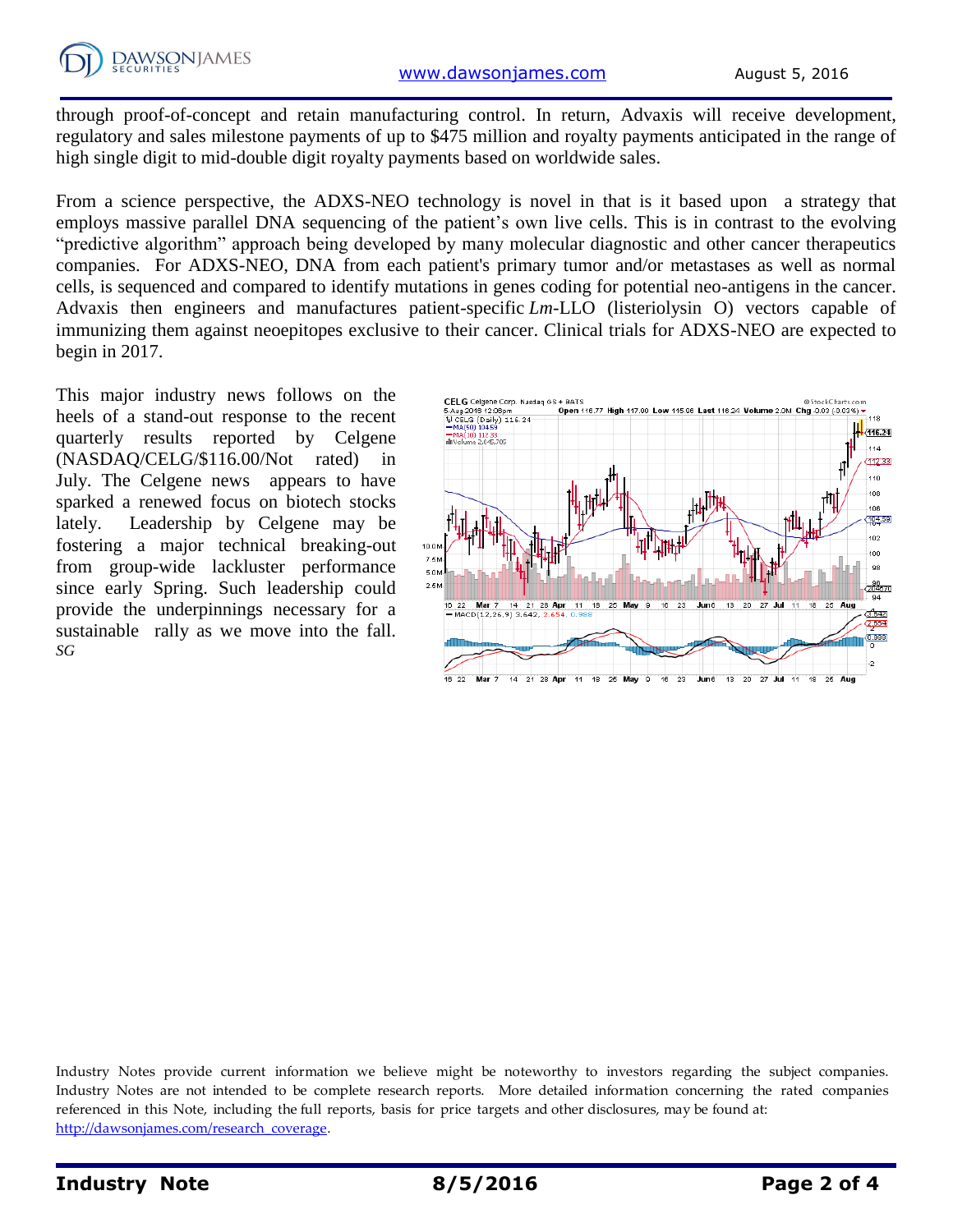through proof-of-concept and retain manufacturing control. In return, Advaxis will receive development, regulatory and sales milestone payments of up to $475 million and royalty payments anticipated in the range of high single digit to mid-double digit royalty payments based on worldwide sales.

From a science perspective, the ADXS-NEO technology is novel in that is it based upon a strategy that employs massive parallel DNA sequencing of the patient's own live cells. This is in contrast to the evolving "predictive algorithm" approach being developed by many molecular diagnostic and other cancer therapeutics companies. For ADXS-NEO, DNA from each patient's primary tumor and/or metastases as well as normal cells, is sequenced and compared to identify mutations in genes coding for potential neo-antigens in the cancer. Advaxis then engineers and manufactures patient-specific *Lm*-LLO (listeriolysin O) vectors capable of immunizing them against neoepitopes exclusive to their cancer. Clinical trials for ADXS-NEO are expected to begin in 2017.

This major industry news follows on the heels of a stand-out response to the recent quarterly results reported by Celgene (NASDAQ/CELG/$116.00/Not rated) in July. The Celgene news appears to have sparked a renewed focus on biotech stocks lately. Leadership by Celgene may be fostering a major technical breaking-out from group-wide lackluster performance since early Spring. Such leadership could provide the underpinnings necessary for a sustainable rally as we move into the fall. *SG*

Industry Notes provide current information we believe might be noteworthy to investors regarding the subject companies. Industry Notes are not intended to be complete research reports. More detailed information concerning the rated companies referenced in this Note, including the full reports, basis for price targets and other disclosures, may be found at: http://dawsonjames.com/research_coverage.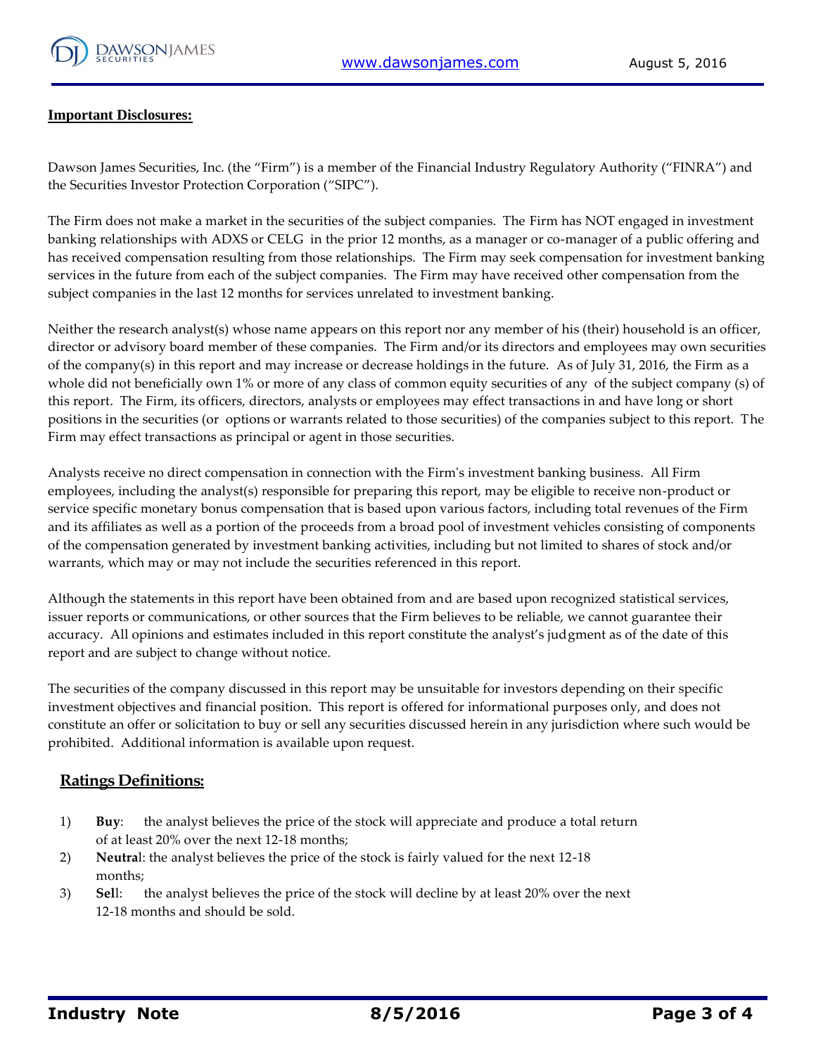## Important Disclosures:

Dawson James Securities, Inc. (the "Firm") is a member of the Financial Industry Regulatory Authority ("FINRA") and the Securities Investor Protection Corporation ("SIPC").

The Firm does not make a market in the securities of the subject companies. The Firm has NOT engaged in investment banking relationships with ADXS or CELG in the prior 12 months, as a manager or co-manager of a public offering and has received compensation resulting from those relationships. The Firm may seek compensation for investment banking services in the future from each of the subject companies. The Firm may have received other compensation from the subject companies in the last 12 months for services unrelated to investment banking.

Neither the research analyst(s) whose name appears on this report nor any member of his (their) household is an officer, director or advisory board member of these companies. The Firm and/or its directors and employees may own securities of the company(s) in this report and may increase or decrease holdings in the future. As of July 31, 2016, the Firm as a whole did not beneficially own 1% or more of any class of common equity securities of any of the subject company (s) of this report. The Firm, its officers, directors, analysts or employees may effect transactions in and have long or short positions in the securities (or options or warrants related to those securities) of the companies subject to this report. The Firm may effect transactions as principal or agent in those securities.

Analysts receive no direct compensation in connection with the Firm's investment banking business. All Firm employees, including the analyst(s) responsible for preparing this report, may be eligible to receive non-product or service specific monetary bonus compensation that is based upon various factors, including total revenues of the Firm and its affiliates as well as a portion of the proceeds from a broad pool of investment vehicles consisting of components of the compensation generated by investment banking activities, including but not limited to shares of stock and/or warrants, which may or may not include the securities referenced in this report.

Although the statements in this report have been obtained from and are based upon recognized statistical services, issuer reports or communications, or other sources that the Firm believes to be reliable, we cannot guarantee their accuracy. All opinions and estimates included in this report constitute the analyst's judgment as of the date of this report and are subject to change without notice.

The securities of the company discussed in this report may be unsuitable for investors depending on their specific investment objectives and financial position. This report is offered for informational purposes only, and does not constitute an offer or solicitation to buy or sell any securities discussed herein in any jurisdiction where such would be prohibited. Additional information is available upon request.

## Ratings Definitions:

1) **Buy**: the analyst believes the price of the stock will appreciate and produce a total return of at least 20% over the next 12-18 months;
2) **Neutral**: the analyst believes the price of the stock is fairly valued for the next 12-18 months;
3) **Sell**: the analyst believes the price of the stock will decline by at least 20% over the next 12-18 months and should be sold.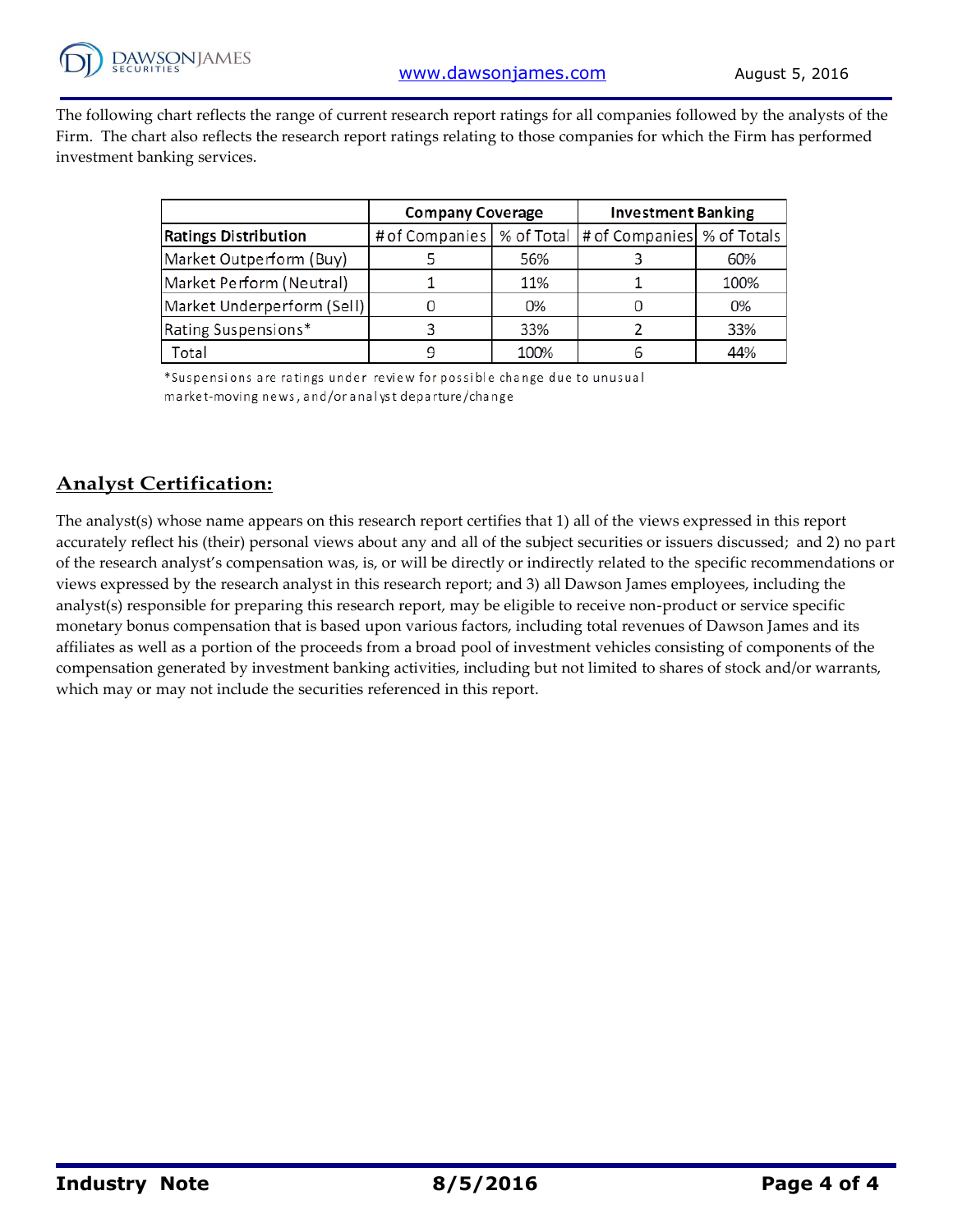The following chart reflects the range of current research report ratings for all companies followed by the analysts of the Firm. The chart also reflects the research report ratings relating to those companies for which the Firm has performed investment banking services.

| | Company Coverage | | Investment Banking | |
|---|---|---|---|---|
| **Ratings Distribution** | # of Companies | % of Total | # of Companies | % of Totals |
| Market Outperform (Buy) | 5 | 56% | 3 | 60% |
| Market Perform (Neutral) | 1 | 11% | 1 | 100% |
| Market Underperform (Sell) | 0 | 0% | 0 | 0% |
| Rating Suspensions* | 3 | 33% | 2 | 33% |
| Total | 9 | 100% | 6 | 44% |

*Suspensions are ratings under review for possible change due to unusual market-moving news, and/or analyst departure/change

## Analyst Certification:

The analyst(s) whose name appears on this research report certifies that 1) all of the views expressed in this report accurately reflect his (their) personal views about any and all of the subject securities or issuers discussed; and 2) no part of the research analyst's compensation was, is, or will be directly or indirectly related to the specific recommendations or views expressed by the research analyst in this research report; and 3) all Dawson James employees, including the analyst(s) responsible for preparing this research report, may be eligible to receive non-product or service specific monetary bonus compensation that is based upon various factors, including total revenues of Dawson James and its affiliates as well as a portion of the proceeds from a broad pool of investment vehicles consisting of components of the compensation generated by investment banking activities, including but not limited to shares of stock and/or warrants, which may or may not include the securities referenced in this report.